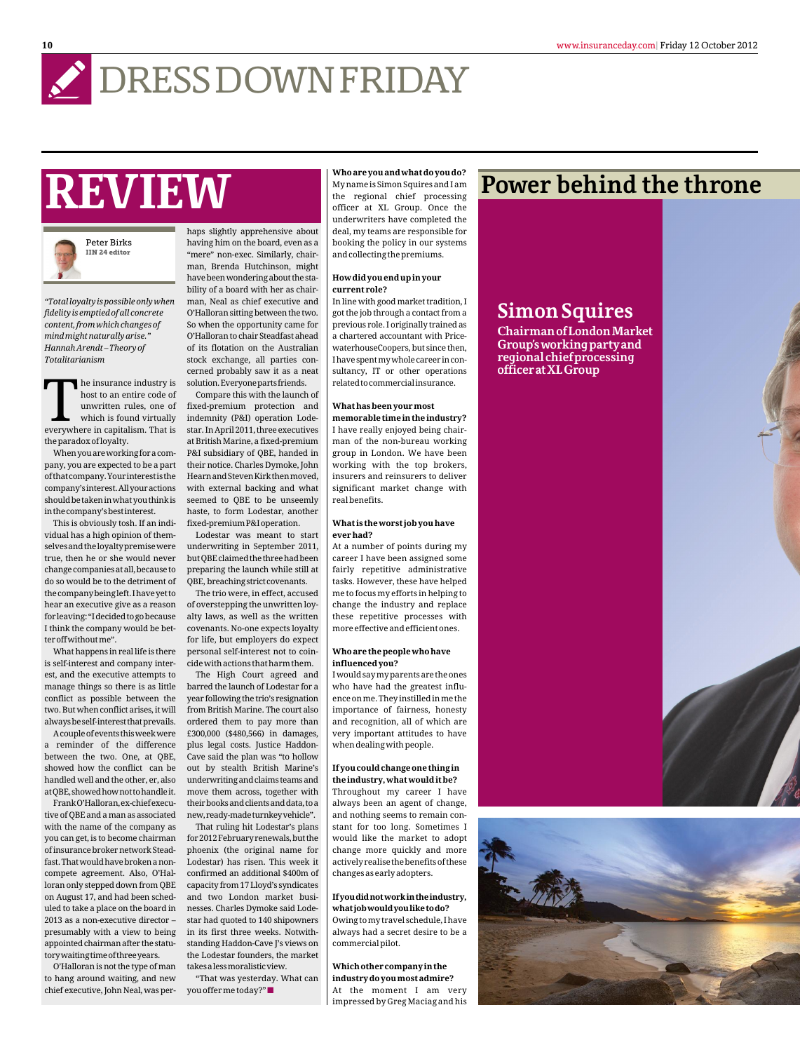# DRESS DOWN FRIDAY

## REVIEW

Peter Birks
**IIN 24 editor**

*"Total loyalty is possible only when fidelity is emptied of all concrete content, from which changes of mind might naturally arise." Hannah Arendt – Theory of Totalitarianism*

The insurance industry is host to an entire code of unwritten rules, one of which is found virtually everywhere in capitalism. That is the paradox of loyalty.

When you are working for a company, you are expected to be a part of that company. Your interest is the company's interest. All your actions should be taken in what you think is in the company's best interest.

This is obviously tosh. If an individual has a high opinion of themselves and the loyalty premise were true, then he or she would never change companies at all, because to do so would be to the detriment of the company being left. I have yet to hear an executive give as a reason for leaving: "I decided to go because I think the company would be better off without me".

What happens in real life is there is self-interest and company interest, and the executive attempts to manage things so there is as little conflict as possible between the two. But when conflict arises, it will always be self-interest that prevails.

A couple of events this week were a reminder of the difference between the two. One, at QBE, showed how the conflict can be handled well and the other, er, also at QBE, showed how not to handle it.

Frank O'Halloran, ex-chief executive of QBE and a man as associated with the name of the company as you can get, is to become chairman of insurance broker network Steadfast. That would have broken a non-compete agreement. Also, O'Halloran only stepped down from QBE on August 17, and had been scheduled to take a place on the board in 2013 as a non-executive director – presumably with a view to being appointed chairman after the statutory waiting time of three years.

O'Halloran is not the type of man to hang around waiting, and new chief executive, John Neal, was perhaps slightly apprehensive about having him on the board, even as a "mere" non-exec. Similarly, chairman, Brenda Hutchinson, might have been wondering about the stability of a board with her as chairman, Neal as chief executive and O'Halloran sitting between the two. So when the opportunity came for O'Halloran to chair Steadfast ahead of its flotation on the Australian stock exchange, all parties concerned probably saw it as a neat solution. Everyone parts friends.

Compare this with the launch of fixed-premium protection and indemnity (P&I) operation Lodestar. In April 2011, three executives at British Marine, a fixed-premium P&I subsidiary of QBE, handed in their notice. Charles Dymoke, John Hearn and Steven Kirk then moved, with external backing and what seemed to QBE to be unseemly haste, to form Lodestar, another fixed-premium P&I operation.

Lodestar was meant to start underwriting in September 2011, but QBE claimed the three had been preparing the launch while still at QBE, breaching strict covenants.

The trio were, in effect, accused of overstepping the unwritten loyalty laws, as well as the written covenants. No-one expects loyalty for life, but employers do expect personal self-interest not to coincide with actions that harm them.

The High Court agreed and barred the launch of Lodestar for a year following the trio's resignation from British Marine. The court also ordered them to pay more than £300,000 ($480,566) in damages, plus legal costs. Justice Haddon-Cave said the plan was "to hollow out by stealth British Marine's underwriting and claims teams and move them across, together with their books and clients and data, to a new, ready-made turnkey vehicle".

That ruling hit Lodestar's plans for 2012 February renewals, but the phoenix (the original name for Lodestar) has risen. This week it confirmed an additional $400m of capacity from 17 Lloyd's syndicates and two London market businesses. Charles Dymoke said Lodestar had quoted to 140 shipowners in its first three weeks. Notwithstanding Haddon-Cave J's views on the Lodestar founders, the market takes a less moralistic view.

"That was yesterday. What can you offer me today?" ■

## Power behind the throne

### Simon Squires

**Chairman of London Market Group's working party and regional chief processing officer at XL Group**

**Who are you and what do you do?**
My name is Simon Squires and I am the regional chief processing officer at XL Group. Once the underwriters have completed the deal, my teams are responsible for booking the policy in our systems and collecting the premiums.

**How did you end up in your current role?**
In line with good market tradition, I got the job through a contact from a previous role. I originally trained as a chartered accountant with PricewaterhouseCoopers, but since then, I have spent my whole career in consultancy, IT or other operations related to commercial insurance.

**What has been your most memorable time in the industry?**
I have really enjoyed being chairman of the non-bureau working group in London. We have been working with the top brokers, insurers and reinsurers to deliver significant market change with real benefits.

**What is the worst job you have ever had?**
At a number of points during my career I have been assigned some fairly repetitive administrative tasks. However, these have helped me to focus my efforts in helping to change the industry and replace these repetitive processes with more effective and efficient ones.

**Who are the people who have influenced you?**
I would say my parents are the ones who have had the greatest influence on me. They instilled in me the importance of fairness, honesty and recognition, all of which are very important attitudes to have when dealing with people.

**If you could change one thing in the industry, what would it be?**
Throughout my career I have always been an agent of change, and nothing seems to remain constant for too long. Sometimes I would like the market to adopt change more quickly and more actively realise the benefits of these changes as early adopters.

**If you did not work in the industry, what job would you like to do?**
Owing to my travel schedule, I have always had a secret desire to be a commercial pilot.

**Which other company in the industry do you most admire?**
At the moment I am very impressed by Greg Maciag and his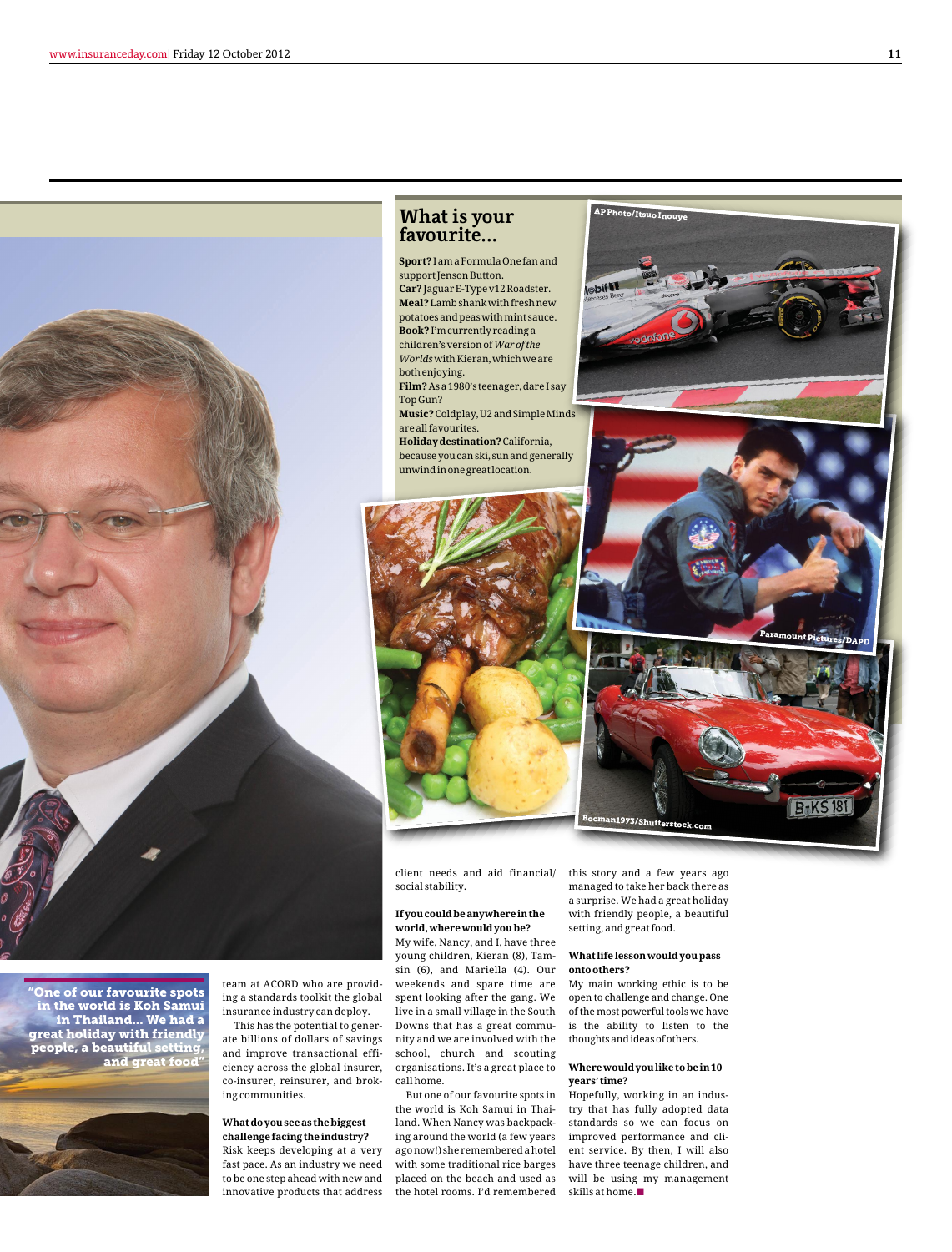## What is your favourite...

**Sport?** I am a Formula One fan and support Jenson Button.
**Car?** Jaguar E-Type v12 Roadster.
**Meal?** Lamb shank with fresh new potatoes and peas with mint sauce.
**Book?** I'm currently reading a children's version of *War of the Worlds* with Kieran, which we are both enjoying.
**Film?** As a 1980's teenager, dare I say Top Gun?
**Music?** Coldplay, U2 and Simple Minds are all favourites.
**Holiday destination?** California, because you can ski, sun and generally unwind in one great location.

AP Photo/Itsuo Inouye

Paramount Pictures/DAPD

Bocman1973/Shutterstock.com

"One of our favourite spots in the world is Koh Samui in Thailand... We had a great holiday with friendly people, a beautiful setting, and great food"

team at ACORD who are providing a standards toolkit the global insurance industry can deploy.

This has the potential to generate billions of dollars of savings and improve transactional efficiency across the global insurer, co-insurer, reinsurer, and broking communities.

**What do you see as the biggest challenge facing the industry?**
Risk keeps developing at a very fast pace. As an industry we need to be one step ahead with new and innovative products that address client needs and aid financial/social stability.

**If you could be anywhere in the world, where would you be?**
My wife, Nancy, and I, have three young children, Kieran (8), Tamsin (6), and Mariella (4). Our weekends and spare time are spent looking after the gang. We live in a small village in the South Downs that has a great community and we are involved with the school, church and scouting organisations. It's a great place to call home.

But one of our favourite spots in the world is Koh Samui in Thailand. When Nancy was backpacking around the world (a few years ago now!) she remembered a hotel with some traditional rice barges placed on the beach and used as the hotel rooms. I'd remembered this story and a few years ago managed to take her back there as a surprise. We had a great holiday with friendly people, a beautiful setting, and great food.

**What life lesson would you pass onto others?**
My main working ethic is to be open to challenge and change. One of the most powerful tools we have is the ability to listen to the thoughts and ideas of others.

**Where would you like to be in 10 years' time?**
Hopefully, working in an industry that has fully adopted data standards so we can focus on improved performance and client service. By then, I will also have three teenage children, and will be using my management skills at home.■